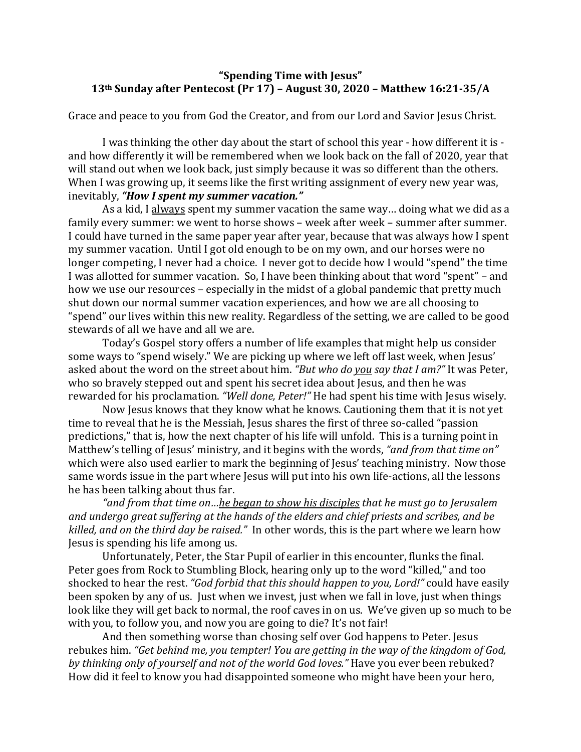**"Spending Time with Jesus"**
**13th Sunday after Pentecost (Pr 17) – August 30, 2020 – Matthew 16:21-35/A**

Grace and peace to you from God the Creator, and from our Lord and Savior Jesus Christ.

I was thinking the other day about the start of school this year - how different it is - and how differently it will be remembered when we look back on the fall of 2020, year that will stand out when we look back, just simply because it was so different than the others. When I was growing up, it seems like the first writing assignment of every new year was, inevitably, ***"How I spent my summer vacation."***

As a kid, I always spent my summer vacation the same way… doing what we did as a family every summer: we went to horse shows – week after week – summer after summer. I could have turned in the same paper year after year, because that was always how I spent my summer vacation. Until I got old enough to be on my own, and our horses were no longer competing, I never had a choice. I never got to decide how I would "spend" the time I was allotted for summer vacation. So, I have been thinking about that word "spent" – and how we use our resources – especially in the midst of a global pandemic that pretty much shut down our normal summer vacation experiences, and how we are all choosing to "spend" our lives within this new reality. Regardless of the setting, we are called to be good stewards of all we have and all we are.

Today's Gospel story offers a number of life examples that might help us consider some ways to "spend wisely." We are picking up where we left off last week, when Jesus' asked about the word on the street about him. *"But who do you say that I am?"* It was Peter, who so bravely stepped out and spent his secret idea about Jesus, and then he was rewarded for his proclamation. *"Well done, Peter!"* He had spent his time with Jesus wisely.

Now Jesus knows that they know what he knows. Cautioning them that it is not yet time to reveal that he is the Messiah, Jesus shares the first of three so-called "passion predictions," that is, how the next chapter of his life will unfold. This is a turning point in Matthew's telling of Jesus' ministry, and it begins with the words, *"and from that time on"* which were also used earlier to mark the beginning of Jesus' teaching ministry. Now those same words issue in the part where Jesus will put into his own life-actions, all the lessons he has been talking about thus far.

*"and from that time on…he began to show his disciples that he must go to Jerusalem and undergo great suffering at the hands of the elders and chief priests and scribes, and be killed, and on the third day be raised."* In other words, this is the part where we learn how Jesus is spending his life among us.

Unfortunately, Peter, the Star Pupil of earlier in this encounter, flunks the final. Peter goes from Rock to Stumbling Block, hearing only up to the word "killed," and too shocked to hear the rest. *"God forbid that this should happen to you, Lord!"* could have easily been spoken by any of us. Just when we invest, just when we fall in love, just when things look like they will get back to normal, the roof caves in on us. We've given up so much to be with you, to follow you, and now you are going to die? It's not fair!

And then something worse than chosing self over God happens to Peter. Jesus rebukes him. *"Get behind me, you tempter! You are getting in the way of the kingdom of God, by thinking only of yourself and not of the world God loves."* Have you ever been rebuked? How did it feel to know you had disappointed someone who might have been your hero,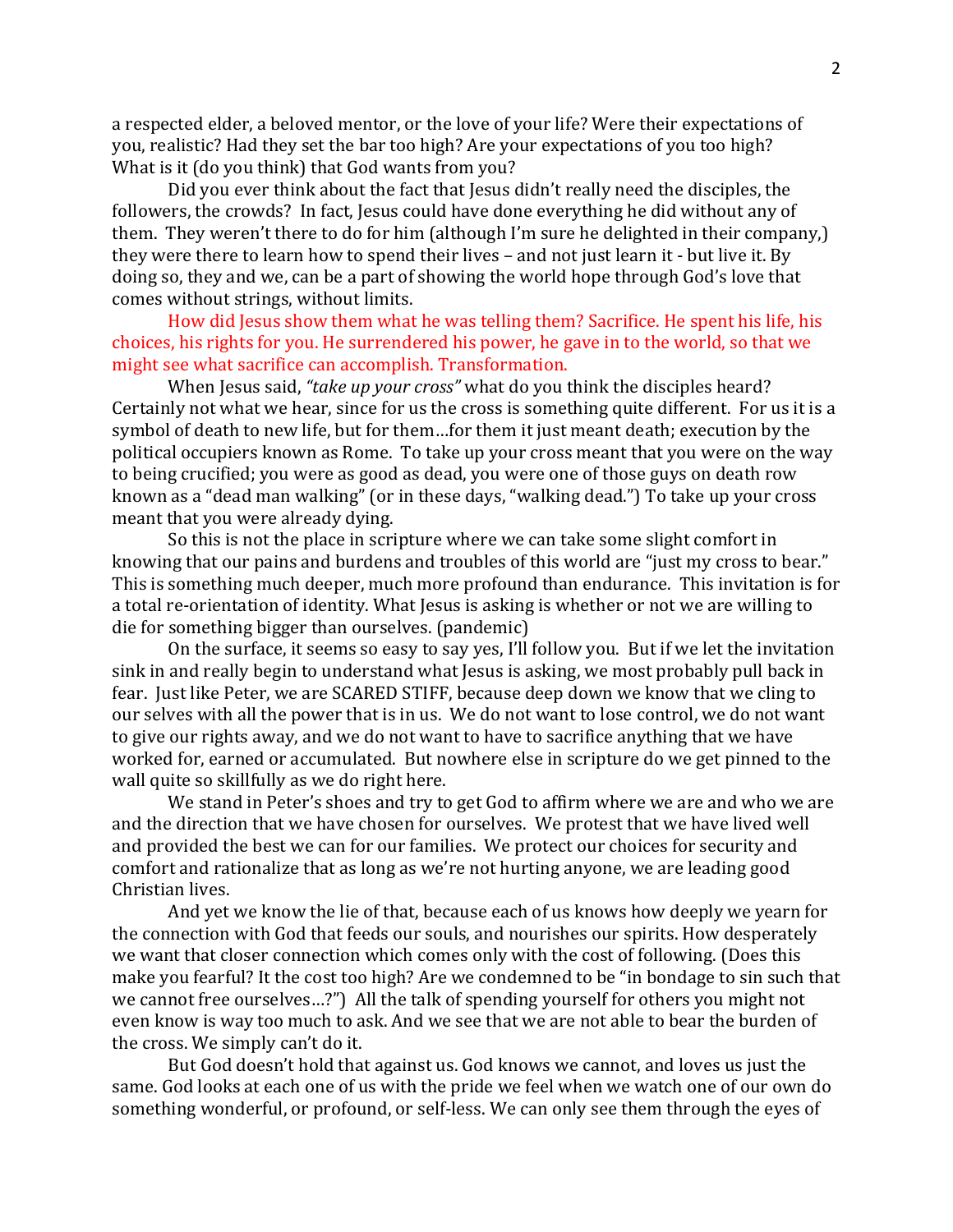a respected elder, a beloved mentor, or the love of your life? Were their expectations of you, realistic? Had they set the bar too high? Are your expectations of you too high? What is it (do you think) that God wants from you?

Did you ever think about the fact that Jesus didn't really need the disciples, the followers, the crowds? In fact, Jesus could have done everything he did without any of them. They weren't there to do for him (although I'm sure he delighted in their company,) they were there to learn how to spend their lives – and not just learn it - but live it. By doing so, they and we, can be a part of showing the world hope through God's love that comes without strings, without limits.

How did Jesus show them what he was telling them? Sacrifice. He spent his life, his choices, his rights for you. He surrendered his power, he gave in to the world, so that we might see what sacrifice can accomplish. Transformation.

When Jesus said, *"take up your cross"* what do you think the disciples heard? Certainly not what we hear, since for us the cross is something quite different. For us it is a symbol of death to new life, but for them…for them it just meant death; execution by the political occupiers known as Rome. To take up your cross meant that you were on the way to being crucified; you were as good as dead, you were one of those guys on death row known as a "dead man walking" (or in these days, "walking dead.") To take up your cross meant that you were already dying.

So this is not the place in scripture where we can take some slight comfort in knowing that our pains and burdens and troubles of this world are "just my cross to bear." This is something much deeper, much more profound than endurance. This invitation is for a total re-orientation of identity. What Jesus is asking is whether or not we are willing to die for something bigger than ourselves. (pandemic)

On the surface, it seems so easy to say yes, I'll follow you. But if we let the invitation sink in and really begin to understand what Jesus is asking, we most probably pull back in fear. Just like Peter, we are SCARED STIFF, because deep down we know that we cling to our selves with all the power that is in us. We do not want to lose control, we do not want to give our rights away, and we do not want to have to sacrifice anything that we have worked for, earned or accumulated. But nowhere else in scripture do we get pinned to the wall quite so skillfully as we do right here.

We stand in Peter's shoes and try to get God to affirm where we are and who we are and the direction that we have chosen for ourselves. We protest that we have lived well and provided the best we can for our families. We protect our choices for security and comfort and rationalize that as long as we're not hurting anyone, we are leading good Christian lives.

And yet we know the lie of that, because each of us knows how deeply we yearn for the connection with God that feeds our souls, and nourishes our spirits. How desperately we want that closer connection which comes only with the cost of following. (Does this make you fearful? It the cost too high? Are we condemned to be "in bondage to sin such that we cannot free ourselves…?") All the talk of spending yourself for others you might not even know is way too much to ask. And we see that we are not able to bear the burden of the cross. We simply can't do it.

But God doesn't hold that against us. God knows we cannot, and loves us just the same. God looks at each one of us with the pride we feel when we watch one of our own do something wonderful, or profound, or self-less. We can only see them through the eyes of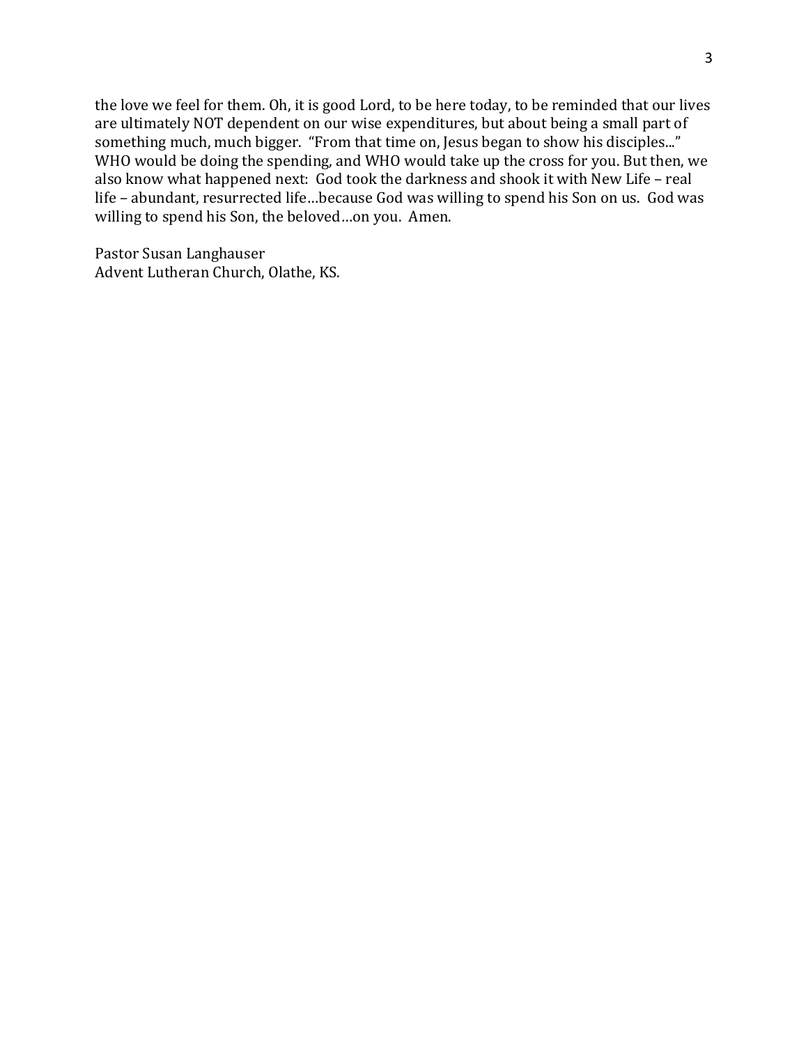the love we feel for them. Oh, it is good Lord, to be here today, to be reminded that our lives are ultimately NOT dependent on our wise expenditures, but about being a small part of something much, much bigger. "From that time on, Jesus began to show his disciples..." WHO would be doing the spending, and WHO would take up the cross for you. But then, we also know what happened next: God took the darkness and shook it with New Life – real life – abundant, resurrected life…because God was willing to spend his Son on us. God was willing to spend his Son, the beloved…on you. Amen.

Pastor Susan Langhauser
Advent Lutheran Church, Olathe, KS.